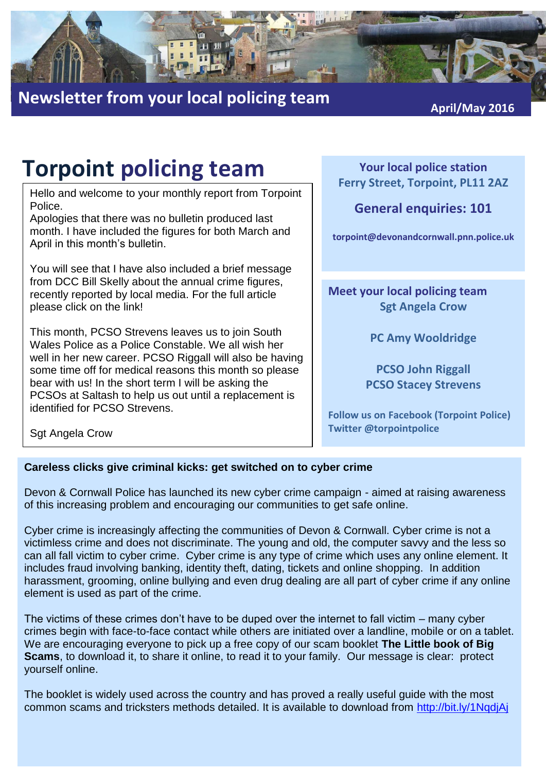Newsletter from your local policing team

April/May 2016

# Torpoint policing team

Hello and welcome to your monthly report from Torpoint Police.
Apologies that there was no bulletin produced last month. I have included the figures for both March and April in this month's bulletin.

You will see that I have also included a brief message from DCC Bill Skelly about the annual crime figures, recently reported by local media. For the full article please click on the link!

This month, PCSO Strevens leaves us to join South Wales Police as a Police Constable. We all wish her well in her new career. PCSO Riggall will also be having some time off for medical reasons this month so please bear with us! In the short term I will be asking the PCSOs at Saltash to help us out until a replacement is identified for PCSO Strevens.

Sgt Angela Crow

**Your local police station**
**Ferry Street, Torpoint, PL11 2AZ**

**General enquiries: 101**

**torpoint@devonandcornwall.pnn.police.uk**

**Meet your local policing team**
**Sgt Angela Crow**

**PC Amy Wooldridge**

**PCSO John Riggall**
**PCSO Stacey Strevens**

**Follow us on Facebook (Torpoint Police)**
**Twitter @torpointpolice**

**Careless clicks give criminal kicks: get switched on to cyber crime**

Devon & Cornwall Police has launched its new cyber crime campaign - aimed at raising awareness of this increasing problem and encouraging our communities to get safe online.

Cyber crime is increasingly affecting the communities of Devon & Cornwall. Cyber crime is not a victimless crime and does not discriminate. The young and old, the computer savvy and the less so can all fall victim to cyber crime. Cyber crime is any type of crime which uses any online element. It includes fraud involving banking, identity theft, dating, tickets and online shopping. In addition harassment, grooming, online bullying and even drug dealing are all part of cyber crime if any online element is used as part of the crime.

The victims of these crimes don't have to be duped over the internet to fall victim – many cyber crimes begin with face-to-face contact while others are initiated over a landline, mobile or on a tablet. We are encouraging everyone to pick up a free copy of our scam booklet **The Little book of Big Scams**, to download it, to share it online, to read it to your family. Our message is clear: protect yourself online.

The booklet is widely used across the country and has proved a really useful guide with the most common scams and tricksters methods detailed. It is available to download from http://bit.ly/1NqdjAj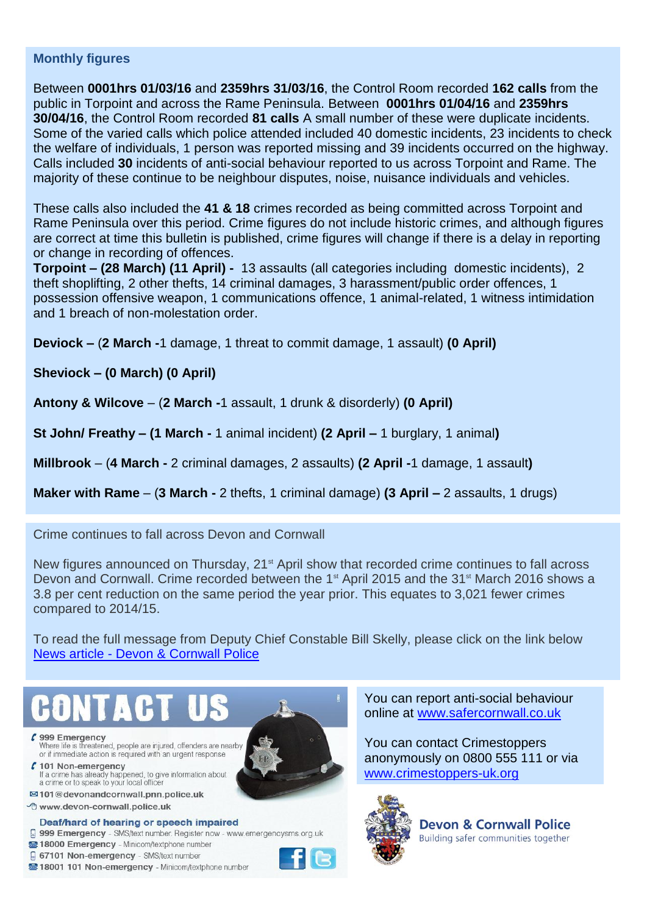## Monthly figures

Between **0001hrs 01/03/16** and **2359hrs 31/03/16**, the Control Room recorded **162 calls** from the public in Torpoint and across the Rame Peninsula. Between **0001hrs 01/04/16** and **2359hrs 30/04/16**, the Control Room recorded **81 calls** A small number of these were duplicate incidents. Some of the varied calls which police attended included 40 domestic incidents, 23 incidents to check the welfare of individuals, 1 person was reported missing and 39 incidents occurred on the highway. Calls included **30** incidents of anti-social behaviour reported to us across Torpoint and Rame. The majority of these continue to be neighbour disputes, noise, nuisance individuals and vehicles.

These calls also included the **41 & 18** crimes recorded as being committed across Torpoint and Rame Peninsula over this period. Crime figures do not include historic crimes, and although figures are correct at time this bulletin is published, crime figures will change if there is a delay in reporting or change in recording of offences.

**Torpoint – (28 March) (11 April) -** 13 assaults (all categories including domestic incidents), 2 theft shoplifting, 2 other thefts, 14 criminal damages, 3 harassment/public order offences, 1 possession offensive weapon, 1 communications offence, 1 animal-related, 1 witness intimidation and 1 breach of non-molestation order.

**Deviock –** (**2 March -**1 damage, 1 threat to commit damage, 1 assault) **(0 April)**

**Sheviock – (0 March) (0 April)**

**Antony & Wilcove** – (**2 March -**1 assault, 1 drunk & disorderly) **(0 April)**

**St John/ Freathy – (1 March -** 1 animal incident) **(2 April –** 1 burglary, 1 animal**)**

**Millbrook** – (**4 March -** 2 criminal damages, 2 assaults) **(2 April -**1 damage, 1 assault**)**

**Maker with Rame** – (**3 March -** 2 thefts, 1 criminal damage) **(3 April –** 2 assaults, 1 drugs)

## Crime continues to fall across Devon and Cornwall

New figures announced on Thursday, 21st April show that recorded crime continues to fall across Devon and Cornwall. Crime recorded between the 1st April 2015 and the 31st March 2016 shows a 3.8 per cent reduction on the same period the year prior. This equates to 3,021 fewer crimes compared to 2014/15.

To read the full message from Deputy Chief Constable Bill Skelly, please click on the link below
[News article - Devon & Cornwall Police]

## CONTACT US

**999 Emergency**
Where life is threatened, people are injured, offenders are nearby or if immediate action is required with an urgent response

**101 Non-emergency**
If a crime has already happened, to give information about a crime or to speak to your local officer

101@devonandcornwall.pnn.police.uk

www.devon-cornwall.police.uk

**Deaf/hard of hearing or speech impaired**
**999 Emergency** - SMS/text number. Register now - www.emergencysms.org.uk
**18000 Emergency** - Minicom/textphone number
**67101 Non-emergency** - SMS/text number
**18001 101 Non-emergency** - Minicom/textphone number

You can report anti-social behaviour online at www.safercornwall.co.uk

You can contact Crimestoppers anonymously on 0800 555 111 or via www.crimestoppers-uk.org

Devon & Cornwall Police
Building safer communities together